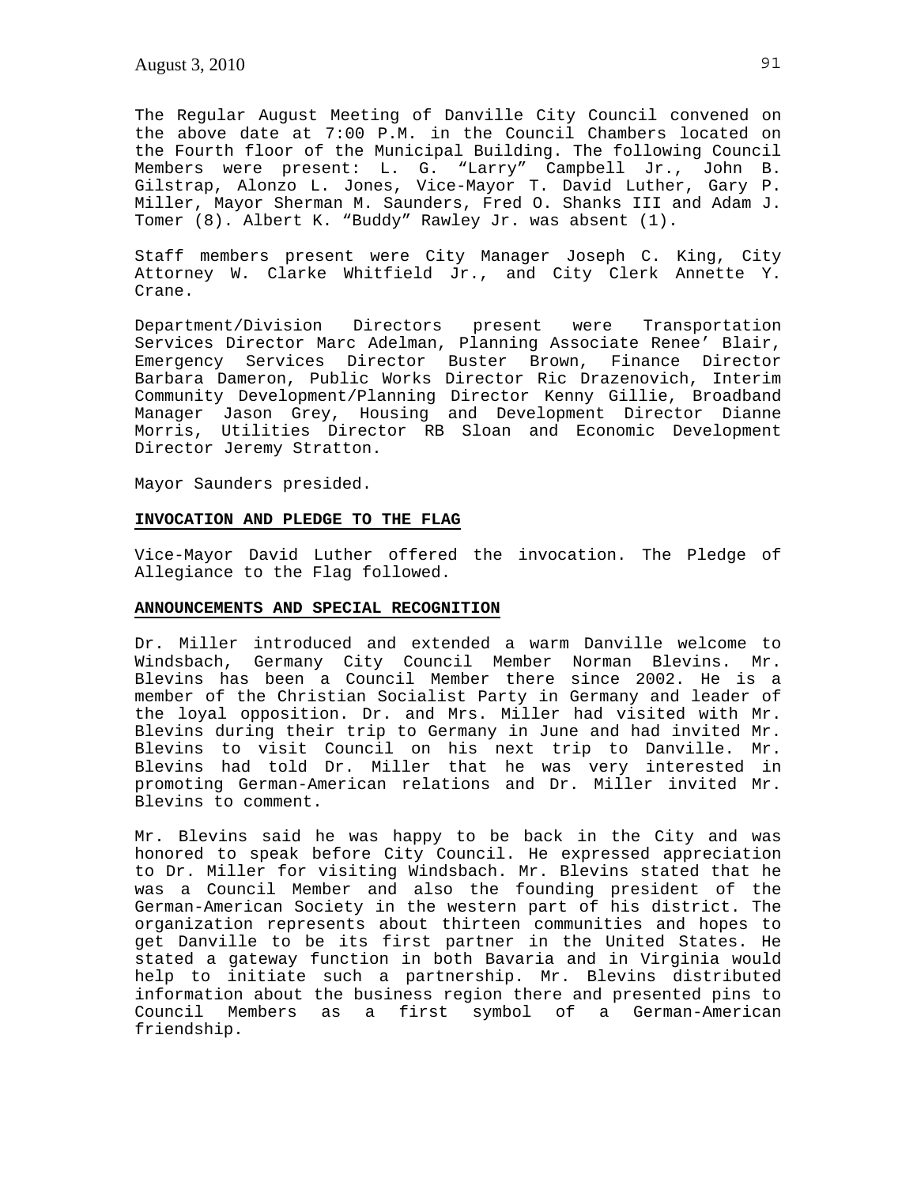The Regular August Meeting of Danville City Council convened on the above date at 7:00 P.M. in the Council Chambers located on the Fourth floor of the Municipal Building. The following Council Members were present: L. G. "Larry" Campbell Jr., John B. Gilstrap, Alonzo L. Jones, Vice-Mayor T. David Luther, Gary P. Miller, Mayor Sherman M. Saunders, Fred O. Shanks III and Adam J. Tomer (8). Albert K. "Buddy" Rawley Jr. was absent (1).

Staff members present were City Manager Joseph C. King, City Attorney W. Clarke Whitfield Jr., and City Clerk Annette Y. Crane.

Department/Division Directors present were Transportation Services Director Marc Adelman, Planning Associate Renee' Blair, Emergency Services Director Buster Brown, Finance Director Barbara Dameron, Public Works Director Ric Drazenovich, Interim Community Development/Planning Director Kenny Gillie, Broadband Manager Jason Grey, Housing and Development Director Dianne Morris, Utilities Director RB Sloan and Economic Development Director Jeremy Stratton.

Mayor Saunders presided.

**INVOCATION AND PLEDGE TO THE FLAG**

Vice-Mayor David Luther offered the invocation. The Pledge of Allegiance to the Flag followed.

**ANNOUNCEMENTS AND SPECIAL RECOGNITION**

Dr. Miller introduced and extended a warm Danville welcome to Windsbach, Germany City Council Member Norman Blevins. Mr. Blevins has been a Council Member there since 2002. He is a member of the Christian Socialist Party in Germany and leader of the loyal opposition. Dr. and Mrs. Miller had visited with Mr. Blevins during their trip to Germany in June and had invited Mr. Blevins to visit Council on his next trip to Danville. Mr. Blevins had told Dr. Miller that he was very interested in promoting German-American relations and Dr. Miller invited Mr. Blevins to comment.

Mr. Blevins said he was happy to be back in the City and was honored to speak before City Council. He expressed appreciation to Dr. Miller for visiting Windsbach. Mr. Blevins stated that he was a Council Member and also the founding president of the German-American Society in the western part of his district. The organization represents about thirteen communities and hopes to get Danville to be its first partner in the United States. He stated a gateway function in both Bavaria and in Virginia would help to initiate such a partnership. Mr. Blevins distributed information about the business region there and presented pins to Council Members as a first symbol of a German-American friendship.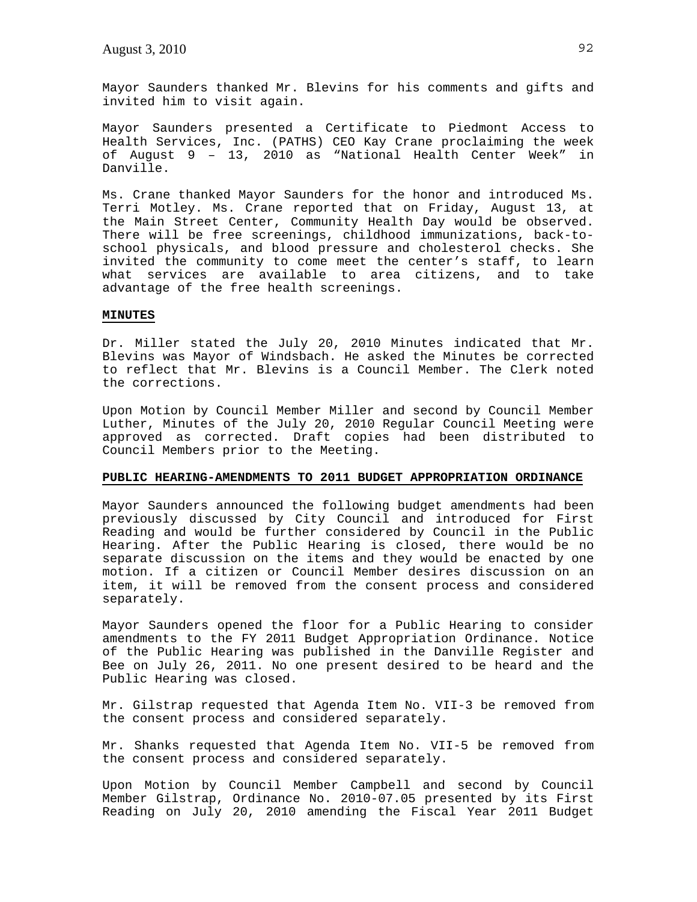Mayor Saunders thanked Mr. Blevins for his comments and gifts and invited him to visit again.

Mayor Saunders presented a Certificate to Piedmont Access to Health Services, Inc. (PATHS) CEO Kay Crane proclaiming the week of August 9 – 13, 2010 as "National Health Center Week" in Danville.

Ms. Crane thanked Mayor Saunders for the honor and introduced Ms. Terri Motley. Ms. Crane reported that on Friday, August 13, at the Main Street Center, Community Health Day would be observed. There will be free screenings, childhood immunizations, back-to-school physicals, and blood pressure and cholesterol checks. She invited the community to come meet the center's staff, to learn what services are available to area citizens, and to take advantage of the free health screenings.

**MINUTES**

Dr. Miller stated the July 20, 2010 Minutes indicated that Mr. Blevins was Mayor of Windsbach. He asked the Minutes be corrected to reflect that Mr. Blevins is a Council Member. The Clerk noted the corrections.

Upon Motion by Council Member Miller and second by Council Member Luther, Minutes of the July 20, 2010 Regular Council Meeting were approved as corrected. Draft copies had been distributed to Council Members prior to the Meeting.

**PUBLIC HEARING-AMENDMENTS TO 2011 BUDGET APPROPRIATION ORDINANCE**

Mayor Saunders announced the following budget amendments had been previously discussed by City Council and introduced for First Reading and would be further considered by Council in the Public Hearing. After the Public Hearing is closed, there would be no separate discussion on the items and they would be enacted by one motion. If a citizen or Council Member desires discussion on an item, it will be removed from the consent process and considered separately.

Mayor Saunders opened the floor for a Public Hearing to consider amendments to the FY 2011 Budget Appropriation Ordinance. Notice of the Public Hearing was published in the Danville Register and Bee on July 26, 2011. No one present desired to be heard and the Public Hearing was closed.

Mr. Gilstrap requested that Agenda Item No. VII-3 be removed from the consent process and considered separately.

Mr. Shanks requested that Agenda Item No. VII-5 be removed from the consent process and considered separately.

Upon Motion by Council Member Campbell and second by Council Member Gilstrap, Ordinance No. 2010-07.05 presented by its First Reading on July 20, 2010 amending the Fiscal Year 2011 Budget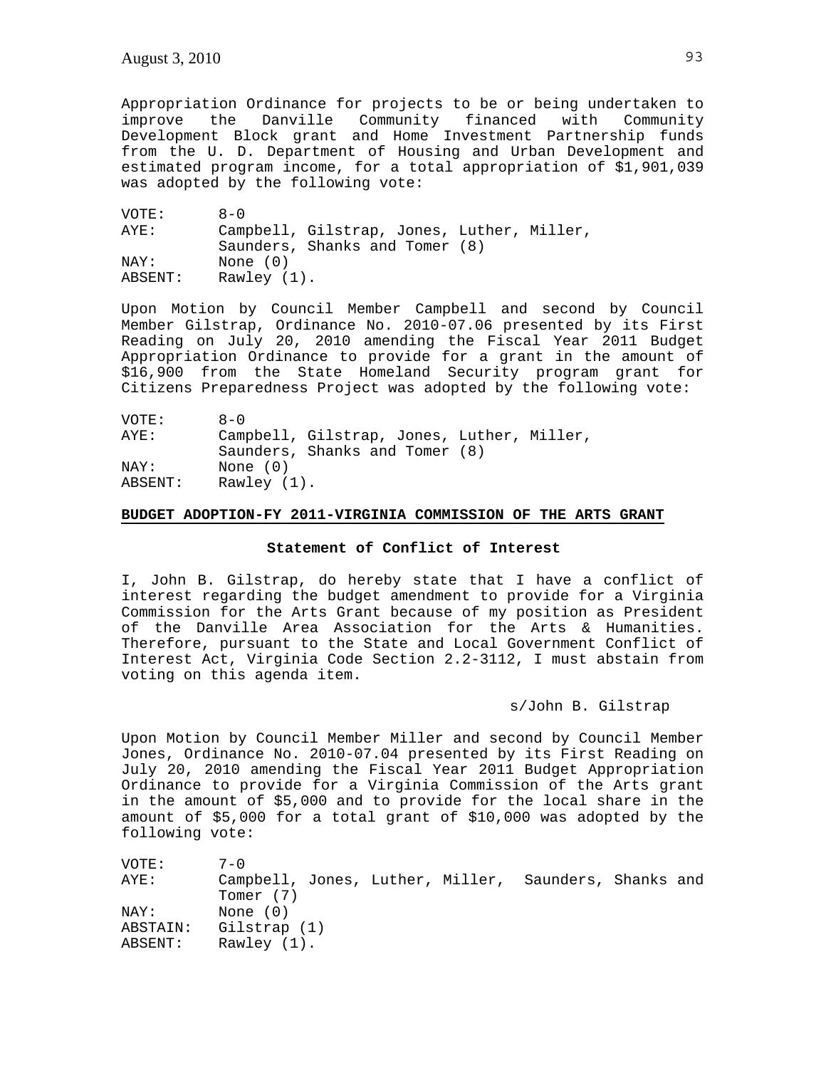Appropriation Ordinance for projects to be or being undertaken to improve the Danville Community financed with Community Development Block grant and Home Investment Partnership funds from the U. D. Department of Housing and Urban Development and estimated program income, for a total appropriation of $1,901,039 was adopted by the following vote:

VOTE: 8-0
AYE: Campbell, Gilstrap, Jones, Luther, Miller, Saunders, Shanks and Tomer (8)
NAY: None (0)
ABSENT: Rawley (1).

Upon Motion by Council Member Campbell and second by Council Member Gilstrap, Ordinance No. 2010-07.06 presented by its First Reading on July 20, 2010 amending the Fiscal Year 2011 Budget Appropriation Ordinance to provide for a grant in the amount of $16,900 from the State Homeland Security program grant for Citizens Preparedness Project was adopted by the following vote:

VOTE: 8-0
AYE: Campbell, Gilstrap, Jones, Luther, Miller, Saunders, Shanks and Tomer (8)
NAY: None (0)
ABSENT: Rawley (1).

**BUDGET ADOPTION-FY 2011-VIRGINIA COMMISSION OF THE ARTS GRANT**

**Statement of Conflict of Interest**

I, John B. Gilstrap, do hereby state that I have a conflict of interest regarding the budget amendment to provide for a Virginia Commission for the Arts Grant because of my position as President of the Danville Area Association for the Arts & Humanities. Therefore, pursuant to the State and Local Government Conflict of Interest Act, Virginia Code Section 2.2-3112, I must abstain from voting on this agenda item.

s/John B. Gilstrap

Upon Motion by Council Member Miller and second by Council Member Jones, Ordinance No. 2010-07.04 presented by its First Reading on July 20, 2010 amending the Fiscal Year 2011 Budget Appropriation Ordinance to provide for a Virginia Commission of the Arts grant in the amount of $5,000 and to provide for the local share in the amount of $5,000 for a total grant of $10,000 was adopted by the following vote:

VOTE: 7-0
AYE: Campbell, Jones, Luther, Miller, Saunders, Shanks and Tomer (7)
NAY: None (0)
ABSTAIN: Gilstrap (1)
ABSENT: Rawley (1).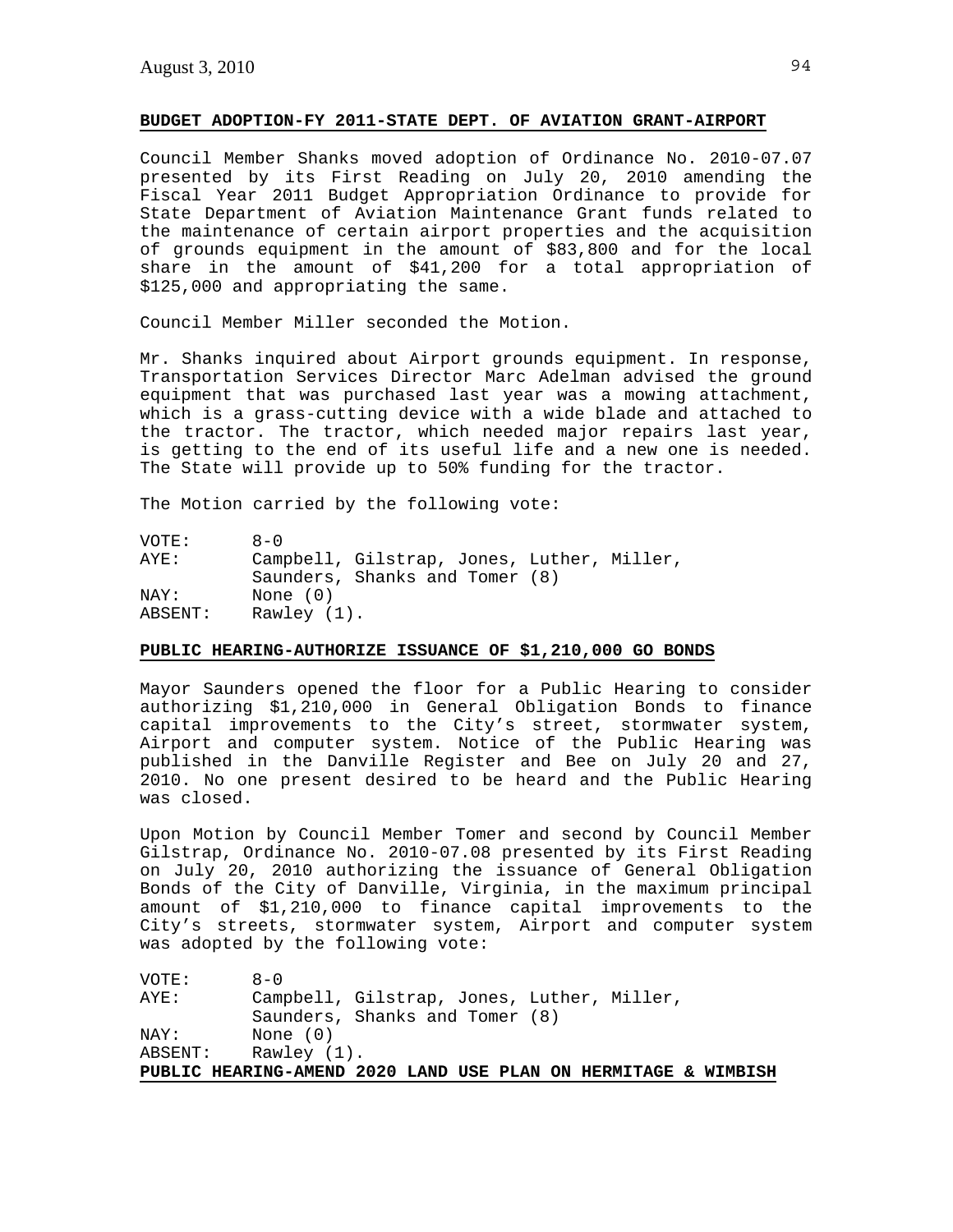**BUDGET ADOPTION-FY 2011-STATE DEPT. OF AVIATION GRANT-AIRPORT**

Council Member Shanks moved adoption of Ordinance No. 2010-07.07 presented by its First Reading on July 20, 2010 amending the Fiscal Year 2011 Budget Appropriation Ordinance to provide for State Department of Aviation Maintenance Grant funds related to the maintenance of certain airport properties and the acquisition of grounds equipment in the amount of $83,800 and for the local share in the amount of $41,200 for a total appropriation of $125,000 and appropriating the same.

Council Member Miller seconded the Motion.

Mr. Shanks inquired about Airport grounds equipment. In response, Transportation Services Director Marc Adelman advised the ground equipment that was purchased last year was a mowing attachment, which is a grass-cutting device with a wide blade and attached to the tractor. The tractor, which needed major repairs last year, is getting to the end of its useful life and a new one is needed. The State will provide up to 50% funding for the tractor.

The Motion carried by the following vote:

VOTE: 8-0
AYE: Campbell, Gilstrap, Jones, Luther, Miller, Saunders, Shanks and Tomer (8)
NAY: None (0)
ABSENT: Rawley (1).

**PUBLIC HEARING-AUTHORIZE ISSUANCE OF $1,210,000 GO BONDS**

Mayor Saunders opened the floor for a Public Hearing to consider authorizing $1,210,000 in General Obligation Bonds to finance capital improvements to the City's street, stormwater system, Airport and computer system. Notice of the Public Hearing was published in the Danville Register and Bee on July 20 and 27, 2010. No one present desired to be heard and the Public Hearing was closed.

Upon Motion by Council Member Tomer and second by Council Member Gilstrap, Ordinance No. 2010-07.08 presented by its First Reading on July 20, 2010 authorizing the issuance of General Obligation Bonds of the City of Danville, Virginia, in the maximum principal amount of $1,210,000 to finance capital improvements to the City's streets, stormwater system, Airport and computer system was adopted by the following vote:

VOTE: 8-0
AYE: Campbell, Gilstrap, Jones, Luther, Miller, Saunders, Shanks and Tomer (8)
NAY: None (0)
ABSENT: Rawley (1).

**PUBLIC HEARING-AMEND 2020 LAND USE PLAN ON HERMITAGE & WIMBISH**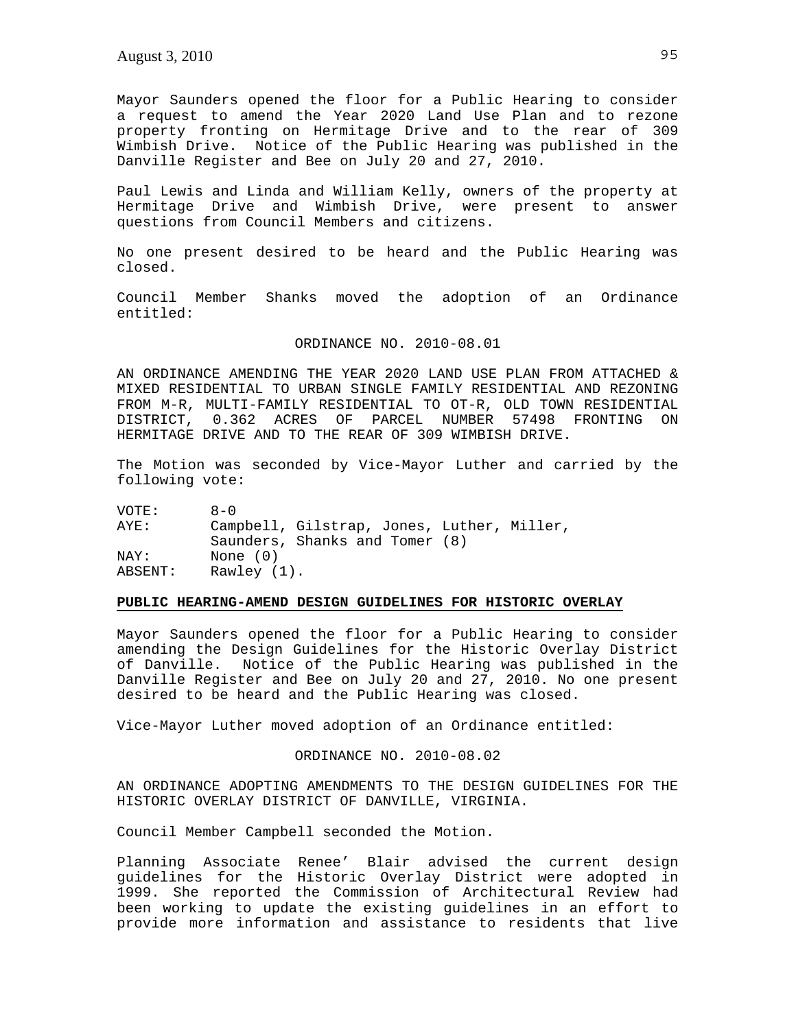Mayor Saunders opened the floor for a Public Hearing to consider a request to amend the Year 2020 Land Use Plan and to rezone property fronting on Hermitage Drive and to the rear of 309 Wimbish Drive. Notice of the Public Hearing was published in the Danville Register and Bee on July 20 and 27, 2010.

Paul Lewis and Linda and William Kelly, owners of the property at Hermitage Drive and Wimbish Drive, were present to answer questions from Council Members and citizens.

No one present desired to be heard and the Public Hearing was closed.

Council Member Shanks moved the adoption of an Ordinance entitled:

ORDINANCE NO. 2010-08.01

AN ORDINANCE AMENDING THE YEAR 2020 LAND USE PLAN FROM ATTACHED & MIXED RESIDENTIAL TO URBAN SINGLE FAMILY RESIDENTIAL AND REZONING FROM M-R, MULTI-FAMILY RESIDENTIAL TO OT-R, OLD TOWN RESIDENTIAL DISTRICT, 0.362 ACRES OF PARCEL NUMBER 57498 FRONTING ON HERMITAGE DRIVE AND TO THE REAR OF 309 WIMBISH DRIVE.

The Motion was seconded by Vice-Mayor Luther and carried by the following vote:

VOTE: 8-0
AYE: Campbell, Gilstrap, Jones, Luther, Miller, Saunders, Shanks and Tomer (8)
NAY: None (0)
ABSENT: Rawley (1).

**PUBLIC HEARING-AMEND DESIGN GUIDELINES FOR HISTORIC OVERLAY**

Mayor Saunders opened the floor for a Public Hearing to consider amending the Design Guidelines for the Historic Overlay District of Danville. Notice of the Public Hearing was published in the Danville Register and Bee on July 20 and 27, 2010. No one present desired to be heard and the Public Hearing was closed.

Vice-Mayor Luther moved adoption of an Ordinance entitled:

ORDINANCE NO. 2010-08.02

AN ORDINANCE ADOPTING AMENDMENTS TO THE DESIGN GUIDELINES FOR THE HISTORIC OVERLAY DISTRICT OF DANVILLE, VIRGINIA.

Council Member Campbell seconded the Motion.

Planning Associate Renee' Blair advised the current design guidelines for the Historic Overlay District were adopted in 1999. She reported the Commission of Architectural Review had been working to update the existing guidelines in an effort to provide more information and assistance to residents that live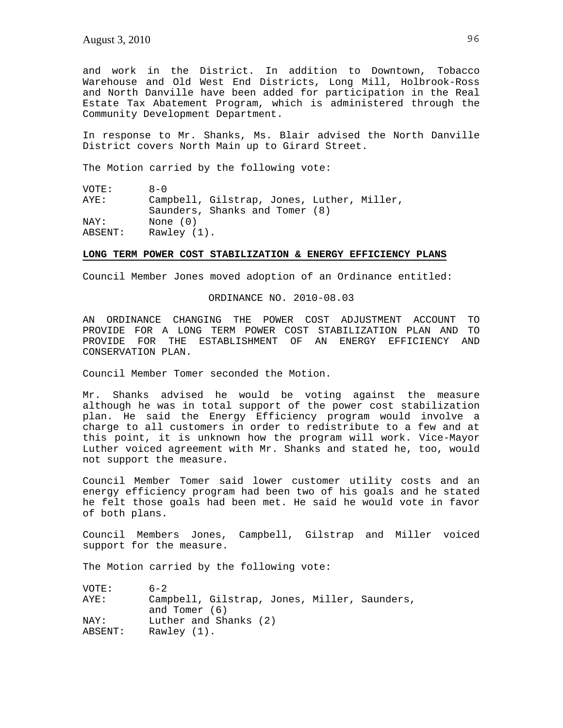and work in the District. In addition to Downtown, Tobacco Warehouse and Old West End Districts, Long Mill, Holbrook-Ross and North Danville have been added for participation in the Real Estate Tax Abatement Program, which is administered through the Community Development Department.

In response to Mr. Shanks, Ms. Blair advised the North Danville District covers North Main up to Girard Street.

The Motion carried by the following vote:

| | |
|---|---|
| VOTE: | 8-0 |
| AYE: | Campbell, Gilstrap, Jones, Luther, Miller, Saunders, Shanks and Tomer (8) |
| NAY: | None (0) |
| ABSENT: | Rawley (1). |

**LONG TERM POWER COST STABILIZATION & ENERGY EFFICIENCY PLANS**

Council Member Jones moved adoption of an Ordinance entitled:

ORDINANCE NO. 2010-08.03

AN ORDINANCE CHANGING THE POWER COST ADJUSTMENT ACCOUNT TO PROVIDE FOR A LONG TERM POWER COST STABILIZATION PLAN AND TO PROVIDE FOR THE ESTABLISHMENT OF AN ENERGY EFFICIENCY AND CONSERVATION PLAN.

Council Member Tomer seconded the Motion.

Mr. Shanks advised he would be voting against the measure although he was in total support of the power cost stabilization plan. He said the Energy Efficiency program would involve a charge to all customers in order to redistribute to a few and at this point, it is unknown how the program will work. Vice-Mayor Luther voiced agreement with Mr. Shanks and stated he, too, would not support the measure.

Council Member Tomer said lower customer utility costs and an energy efficiency program had been two of his goals and he stated he felt those goals had been met. He said he would vote in favor of both plans.

Council Members Jones, Campbell, Gilstrap and Miller voiced support for the measure.

The Motion carried by the following vote:

| | |
|---|---|
| VOTE: | 6-2 |
| AYE: | Campbell, Gilstrap, Jones, Miller, Saunders, and Tomer (6) |
| NAY: | Luther and Shanks (2) |
| ABSENT: | Rawley (1). |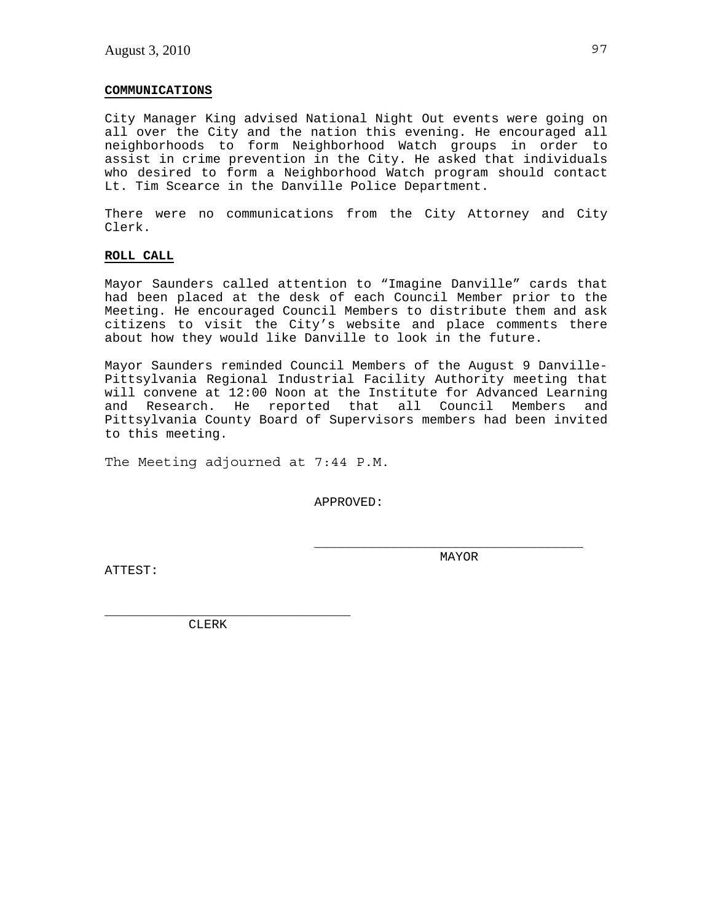**COMMUNICATIONS**

City Manager King advised National Night Out events were going on all over the City and the nation this evening. He encouraged all neighborhoods to form Neighborhood Watch groups in order to assist in crime prevention in the City. He asked that individuals who desired to form a Neighborhood Watch program should contact Lt. Tim Scearce in the Danville Police Department.

There were no communications from the City Attorney and City Clerk.

**ROLL CALL**

Mayor Saunders called attention to "Imagine Danville" cards that had been placed at the desk of each Council Member prior to the Meeting. He encouraged Council Members to distribute them and ask citizens to visit the City's website and place comments there about how they would like Danville to look in the future.

Mayor Saunders reminded Council Members of the August 9 Danville-Pittsylvania Regional Industrial Facility Authority meeting that will convene at 12:00 Noon at the Institute for Advanced Learning and Research. He reported that all Council Members and Pittsylvania County Board of Supervisors members had been invited to this meeting.

The Meeting adjourned at 7:44 P.M.

APPROVED:

\_\_\_\_\_\_\_\_\_\_\_\_\_\_\_\_\_\_\_\_\_\_\_\_\_\_\_\_\_\_\_\_\_\_\_\_

MAYOR

ATTEST:

\_\_\_\_\_\_\_\_\_\_\_\_\_\_\_\_\_\_\_\_\_\_\_\_\_\_\_\_\_\_\_\_\_

CLERK